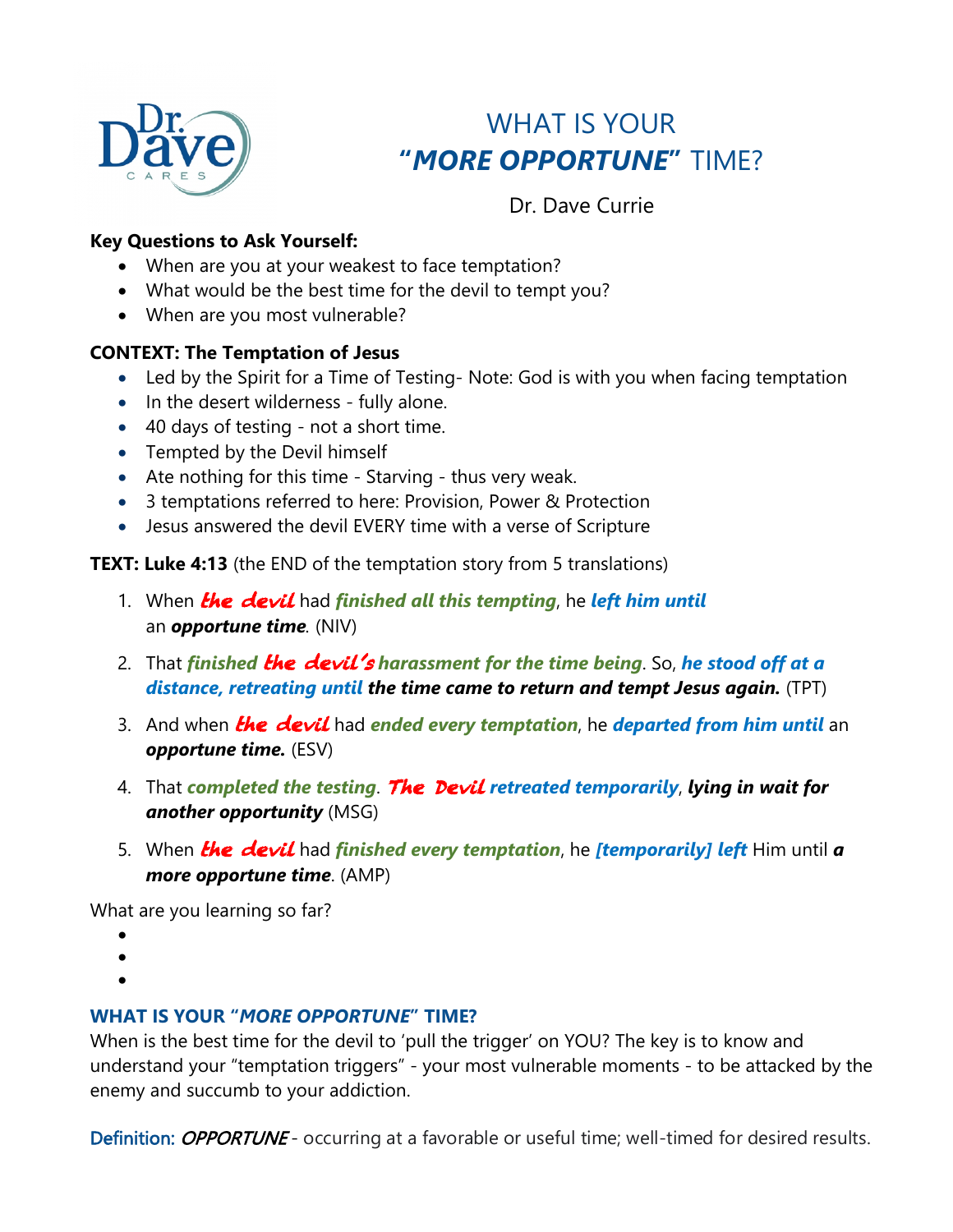# WHAT IS YOUR "*MORE OPPORTUNE*" TIME?

Dr. Dave Currie

**Key Questions to Ask Yourself:**

- When are you at your weakest to face temptation?
- What would be the best time for the devil to tempt you?
- When are you most vulnerable?

**CONTEXT: The Temptation of Jesus**

- Led by the Spirit for a Time of Testing- Note: God is with you when facing temptation
- In the desert wilderness - fully alone.
- 40 days of testing - not a short time.
- Tempted by the Devil himself
- Ate nothing for this time - Starving - thus very weak.
- 3 temptations referred to here: Provision, Power & Protection
- Jesus answered the devil EVERY time with a verse of Scripture

**TEXT: Luke 4:13** (the END of the temptation story from 5 translations)

1. When ***the devil*** had ***finished all this tempting***, he ***left him until*** an ***opportune time***. (NIV)
2. That ***finished the devil's harassment for the time being***. So, ***he stood off at a distance, retreating until the time came to return and tempt Jesus again.*** (TPT)
3. And when ***the devil*** had ***ended every temptation***, he ***departed from him until*** an ***opportune time.*** (ESV)
4. That ***completed the testing***. ***The Devil retreated temporarily***, ***lying in wait for another opportunity*** (MSG)
5. When ***the devil*** had ***finished every temptation***, he ***[temporarily] left*** Him until ***a more opportune time***. (AMP)

What are you learning so far?

- 
- 
- 

## WHAT IS YOUR "*MORE OPPORTUNE*" TIME?

When is the best time for the devil to 'pull the trigger' on YOU? The key is to know and understand your "temptation triggers" - your most vulnerable moments - to be attacked by the enemy and succumb to your addiction.

Definition: *OPPORTUNE* - occurring at a favorable or useful time; well-timed for desired results.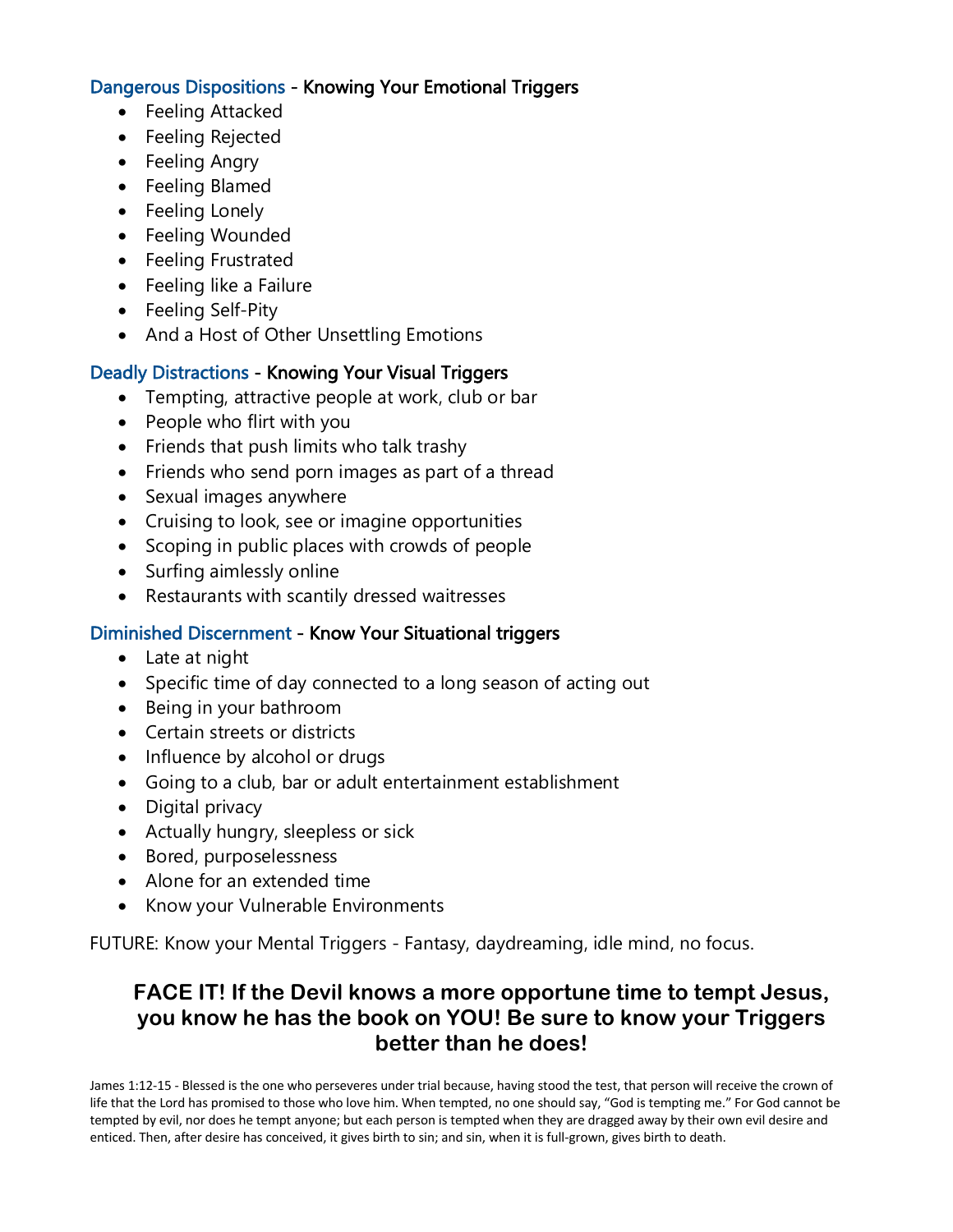### Dangerous Dispositions - **Knowing Your Emotional Triggers**

- Feeling Attacked
- Feeling Rejected
- Feeling Angry
- Feeling Blamed
- Feeling Lonely
- Feeling Wounded
- Feeling Frustrated
- Feeling like a Failure
- Feeling Self-Pity
- And a Host of Other Unsettling Emotions

### Deadly Distractions - **Knowing Your Visual Triggers**

- Tempting, attractive people at work, club or bar
- People who flirt with you
- Friends that push limits who talk trashy
- Friends who send porn images as part of a thread
- Sexual images anywhere
- Cruising to look, see or imagine opportunities
- Scoping in public places with crowds of people
- Surfing aimlessly online
- Restaurants with scantily dressed waitresses

### Diminished Discernment - **Know Your Situational triggers**

- Late at night
- Specific time of day connected to a long season of acting out
- Being in your bathroom
- Certain streets or districts
- Influence by alcohol or drugs
- Going to a club, bar or adult entertainment establishment
- Digital privacy
- Actually hungry, sleepless or sick
- Bored, purposelessness
- Alone for an extended time
- Know your Vulnerable Environments

FUTURE: Know your Mental Triggers - Fantasy, daydreaming, idle mind, no focus.

**FACE IT! If the Devil knows a more opportune time to tempt Jesus, you know he has the book on YOU! Be sure to know your Triggers better than he does!**

James 1:12-15 - Blessed is the one who perseveres under trial because, having stood the test, that person will receive the crown of life that the Lord has promised to those who love him. When tempted, no one should say, "God is tempting me." For God cannot be tempted by evil, nor does he tempt anyone; but each person is tempted when they are dragged away by their own evil desire and enticed. Then, after desire has conceived, it gives birth to sin; and sin, when it is full-grown, gives birth to death.